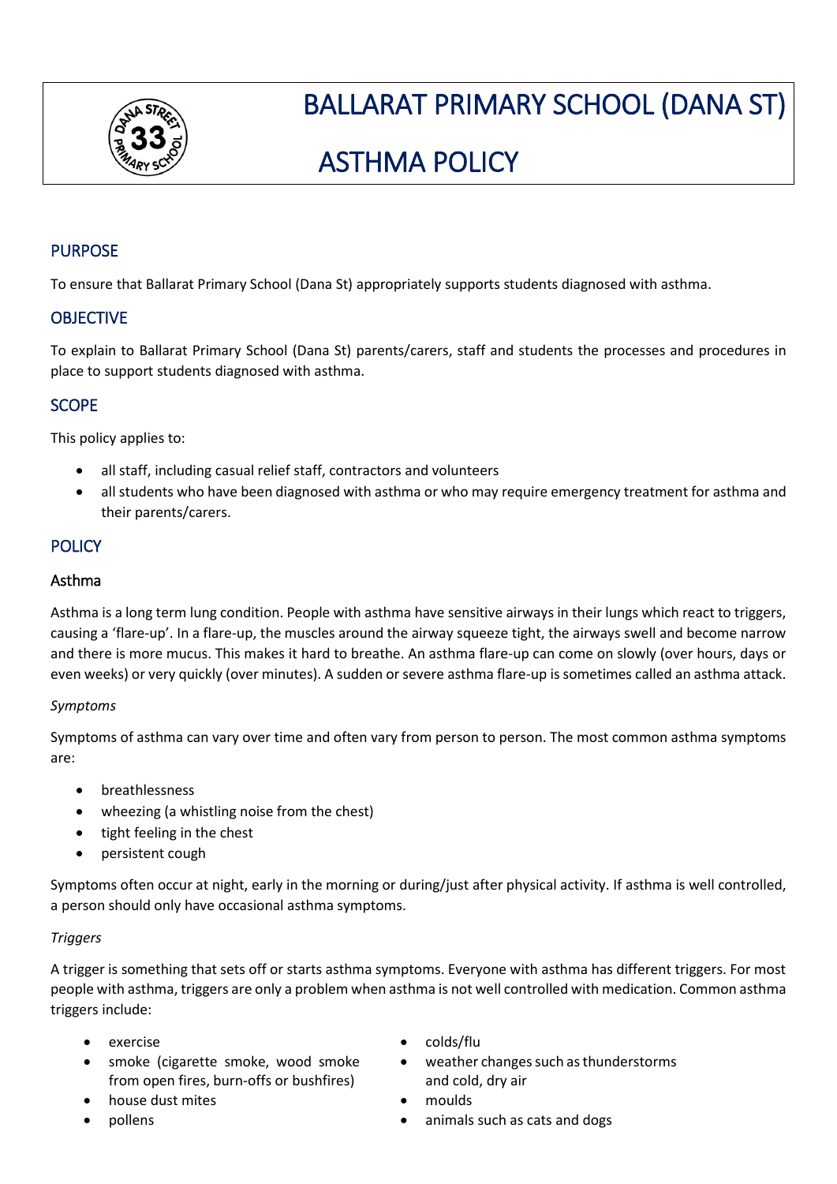# BALLARAT PRIMARY SCHOOL (DANA ST)

# ASTHMA POLICY

## PURPOSE

To ensure that Ballarat Primary School (Dana St) appropriately supports students diagnosed with asthma.

## OBJECTIVE

To explain to Ballarat Primary School (Dana St) parents/carers, staff and students the processes and procedures in place to support students diagnosed with asthma.

## SCOPE

This policy applies to:

- all staff, including casual relief staff, contractors and volunteers
- all students who have been diagnosed with asthma or who may require emergency treatment for asthma and their parents/carers.

## POLICY

### Asthma

Asthma is a long term lung condition. People with asthma have sensitive airways in their lungs which react to triggers, causing a 'flare-up'. In a flare-up, the muscles around the airway squeeze tight, the airways swell and become narrow and there is more mucus. This makes it hard to breathe. An asthma flare-up can come on slowly (over hours, days or even weeks) or very quickly (over minutes). A sudden or severe asthma flare-up is sometimes called an asthma attack.

*Symptoms*

Symptoms of asthma can vary over time and often vary from person to person. The most common asthma symptoms are:

- breathlessness
- wheezing (a whistling noise from the chest)
- tight feeling in the chest
- persistent cough

Symptoms often occur at night, early in the morning or during/just after physical activity. If asthma is well controlled, a person should only have occasional asthma symptoms.

*Triggers*

A trigger is something that sets off or starts asthma symptoms. Everyone with asthma has different triggers. For most people with asthma, triggers are only a problem when asthma is not well controlled with medication. Common asthma triggers include:

- exercise
- smoke (cigarette smoke, wood smoke from open fires, burn-offs or bushfires)
- house dust mites
- pollens
- colds/flu
- weather changes such as thunderstorms and cold, dry air
- moulds
- animals such as cats and dogs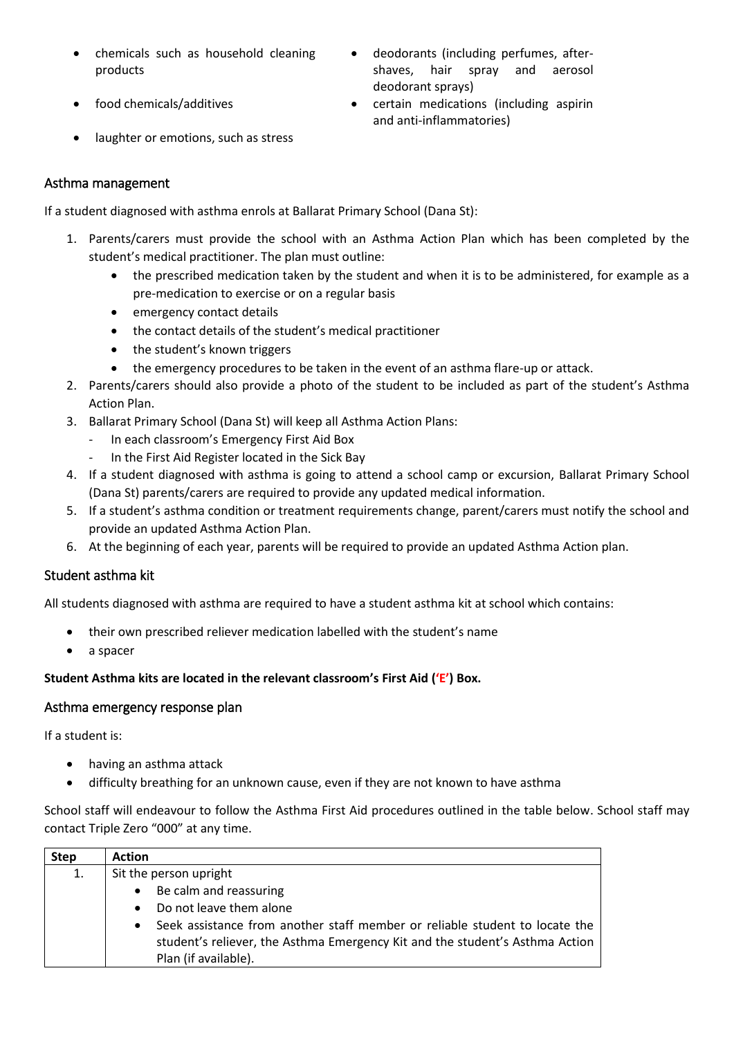- chemicals such as household cleaning products
- food chemicals/additives
- laughter or emotions, such as stress
- deodorants (including perfumes, after-shaves, hair spray and aerosol deodorant sprays)
- certain medications (including aspirin and anti-inflammatories)

## Asthma management

If a student diagnosed with asthma enrols at Ballarat Primary School (Dana St):

1. Parents/carers must provide the school with an Asthma Action Plan which has been completed by the student's medical practitioner. The plan must outline:
    - the prescribed medication taken by the student and when it is to be administered, for example as a pre-medication to exercise or on a regular basis
    - emergency contact details
    - the contact details of the student's medical practitioner
    - the student's known triggers
    - the emergency procedures to be taken in the event of an asthma flare-up or attack.
2. Parents/carers should also provide a photo of the student to be included as part of the student's Asthma Action Plan.
3. Ballarat Primary School (Dana St) will keep all Asthma Action Plans:
    - In each classroom's Emergency First Aid Box
    - In the First Aid Register located in the Sick Bay
4. If a student diagnosed with asthma is going to attend a school camp or excursion, Ballarat Primary School (Dana St) parents/carers are required to provide any updated medical information.
5. If a student's asthma condition or treatment requirements change, parent/carers must notify the school and provide an updated Asthma Action Plan.
6. At the beginning of each year, parents will be required to provide an updated Asthma Action plan.

## Student asthma kit

All students diagnosed with asthma are required to have a student asthma kit at school which contains:

- their own prescribed reliever medication labelled with the student's name
- a spacer

**Student Asthma kits are located in the relevant classroom's First Aid ('E') Box.**

## Asthma emergency response plan

If a student is:

- having an asthma attack
- difficulty breathing for an unknown cause, even if they are not known to have asthma

School staff will endeavour to follow the Asthma First Aid procedures outlined in the table below. School staff may contact Triple Zero "000" at any time.

| Step | Action |
|---|---|
| 1. | Sit the person upright<br>• Be calm and reassuring<br>• Do not leave them alone<br>• Seek assistance from another staff member or reliable student to locate the student's reliever, the Asthma Emergency Kit and the student's Asthma Action Plan (if available). |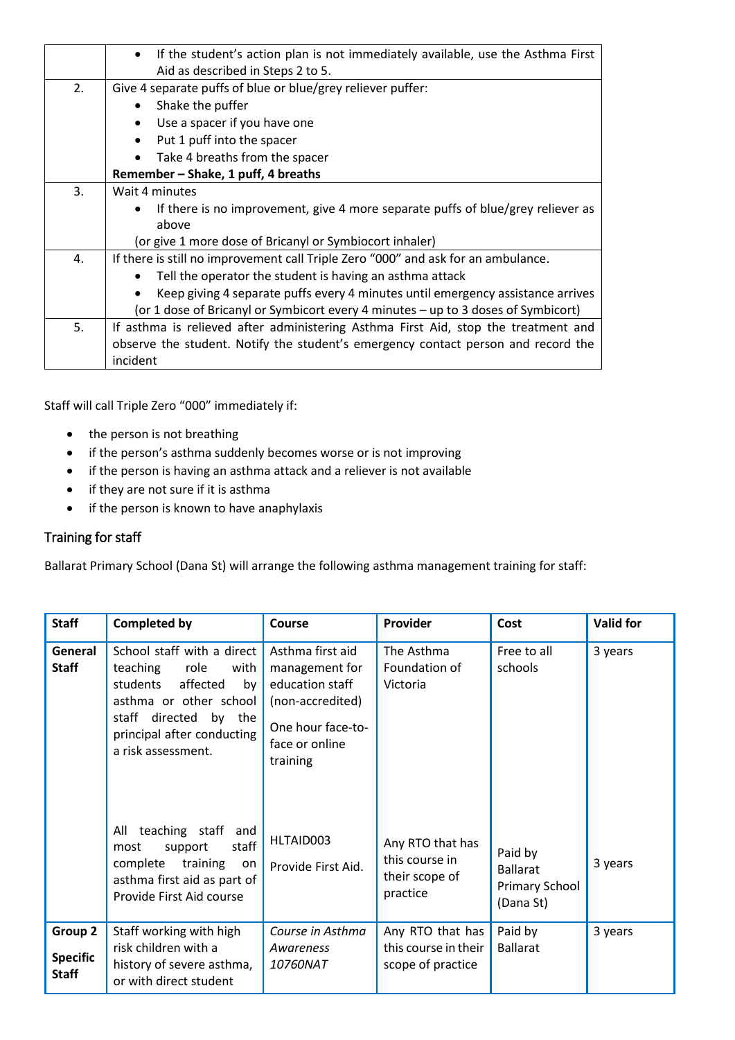| | |
|---|---|
| | • If the student's action plan is not immediately available, use the Asthma First Aid as described in Steps 2 to 5. |
| 2. | Give 4 separate puffs of blue or blue/grey reliever puffer:<br>• Shake the puffer<br>• Use a spacer if you have one<br>• Put 1 puff into the spacer<br>• Take 4 breaths from the spacer<br>**Remember – Shake, 1 puff, 4 breaths** |
| 3. | Wait 4 minutes<br>• If there is no improvement, give 4 more separate puffs of blue/grey reliever as above<br>(or give 1 more dose of Bricanyl or Symbiocort inhaler) |
| 4. | If there is still no improvement call Triple Zero "000" and ask for an ambulance.<br>• Tell the operator the student is having an asthma attack<br>• Keep giving 4 separate puffs every 4 minutes until emergency assistance arrives<br>(or 1 dose of Bricanyl or Symbicort every 4 minutes – up to 3 doses of Symbicort) |
| 5. | If asthma is relieved after administering Asthma First Aid, stop the treatment and observe the student. Notify the student's emergency contact person and record the incident |

Staff will call Triple Zero "000" immediately if:

- the person is not breathing
- if the person's asthma suddenly becomes worse or is not improving
- if the person is having an asthma attack and a reliever is not available
- if they are not sure if it is asthma
- if the person is known to have anaphylaxis

## Training for staff

Ballarat Primary School (Dana St) will arrange the following asthma management training for staff:

| Staff | Completed by | Course | Provider | Cost | Valid for |
|---|---|---|---|---|---|
| **General Staff** | School staff with a direct teaching role with students affected by asthma or other school staff directed by the principal after conducting a risk assessment. | Asthma first aid management for education staff (non-accredited)<br>One hour face-to-face or online training | The Asthma Foundation of Victoria | Free to all schools | 3 years |
| | All teaching staff and most support staff complete training on asthma first aid as part of Provide First Aid course | HLTAID003<br>Provide First Aid. | Any RTO that has this course in their scope of practice | Paid by Ballarat Primary School (Dana St) | 3 years |
| **Group 2**<br>**Specific Staff** | Staff working with high risk children with a history of severe asthma, or with direct student | *Course in Asthma Awareness 10760NAT* | Any RTO that has this course in their scope of practice | Paid by Ballarat | 3 years |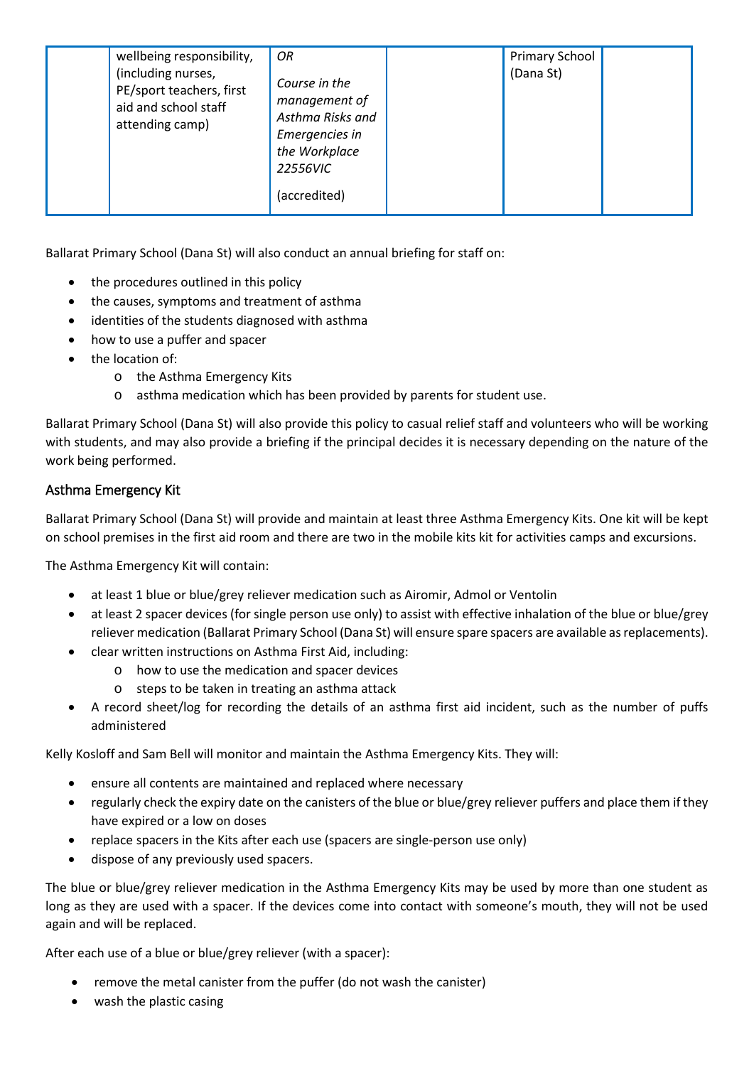|  | wellbeing responsibility, (including nurses, PE/sport teachers, first aid and school staff attending camp) | *OR*<br><br>*Course in the management of Asthma Risks and Emergencies in the Workplace 22556VIC*<br><br>(accredited) |  | Primary School (Dana St) |  |
|---|---|---|---|---|---|

Ballarat Primary School (Dana St) will also conduct an annual briefing for staff on:

- the procedures outlined in this policy
- the causes, symptoms and treatment of asthma
- identities of the students diagnosed with asthma
- how to use a puffer and spacer
- the location of:
  - the Asthma Emergency Kits
  - asthma medication which has been provided by parents for student use.

Ballarat Primary School (Dana St) will also provide this policy to casual relief staff and volunteers who will be working with students, and may also provide a briefing if the principal decides it is necessary depending on the nature of the work being performed.

## Asthma Emergency Kit

Ballarat Primary School (Dana St) will provide and maintain at least three Asthma Emergency Kits. One kit will be kept on school premises in the first aid room and there are two in the mobile kits kit for activities camps and excursions.

The Asthma Emergency Kit will contain:

- at least 1 blue or blue/grey reliever medication such as Airomir, Admol or Ventolin
- at least 2 spacer devices (for single person use only) to assist with effective inhalation of the blue or blue/grey reliever medication (Ballarat Primary School (Dana St) will ensure spare spacers are available as replacements).
- clear written instructions on Asthma First Aid, including:
  - how to use the medication and spacer devices
  - steps to be taken in treating an asthma attack
- A record sheet/log for recording the details of an asthma first aid incident, such as the number of puffs administered

Kelly Kosloff and Sam Bell will monitor and maintain the Asthma Emergency Kits. They will:

- ensure all contents are maintained and replaced where necessary
- regularly check the expiry date on the canisters of the blue or blue/grey reliever puffers and place them if they have expired or a low on doses
- replace spacers in the Kits after each use (spacers are single-person use only)
- dispose of any previously used spacers.

The blue or blue/grey reliever medication in the Asthma Emergency Kits may be used by more than one student as long as they are used with a spacer. If the devices come into contact with someone's mouth, they will not be used again and will be replaced.

After each use of a blue or blue/grey reliever (with a spacer):

- remove the metal canister from the puffer (do not wash the canister)
- wash the plastic casing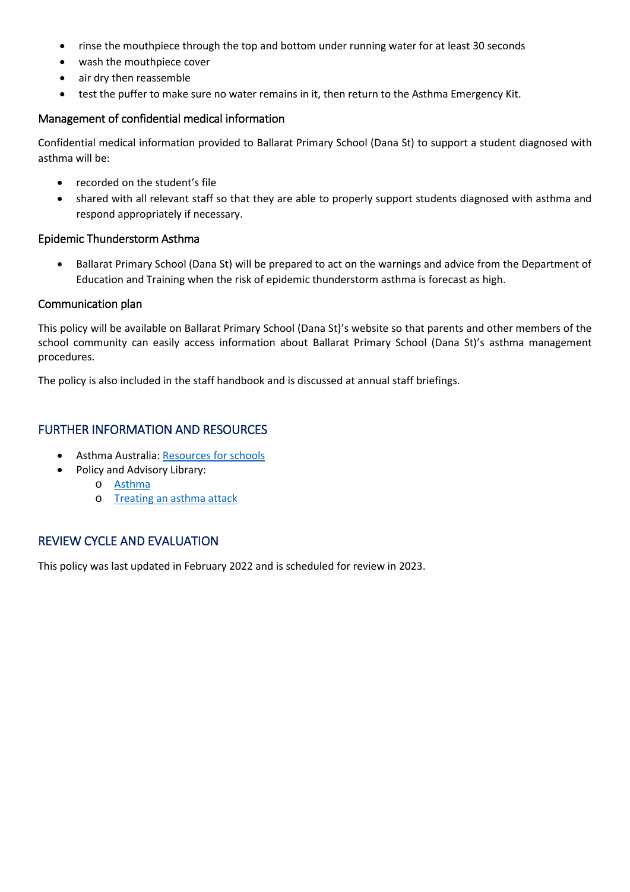- rinse the mouthpiece through the top and bottom under running water for at least 30 seconds
- wash the mouthpiece cover
- air dry then reassemble
- test the puffer to make sure no water remains in it, then return to the Asthma Emergency Kit.

### Management of confidential medical information

Confidential medical information provided to Ballarat Primary School (Dana St) to support a student diagnosed with asthma will be:

- recorded on the student's file
- shared with all relevant staff so that they are able to properly support students diagnosed with asthma and respond appropriately if necessary.

### Epidemic Thunderstorm Asthma

- Ballarat Primary School (Dana St) will be prepared to act on the warnings and advice from the Department of Education and Training when the risk of epidemic thunderstorm asthma is forecast as high.

### Communication plan

This policy will be available on Ballarat Primary School (Dana St)'s website so that parents and other members of the school community can easily access information about Ballarat Primary School (Dana St)'s asthma management procedures.

The policy is also included in the staff handbook and is discussed at annual staff briefings.

## FURTHER INFORMATION AND RESOURCES

- Asthma Australia: [Resources for schools]
- Policy and Advisory Library:
  - [Asthma]
  - [Treating an asthma attack]

## REVIEW CYCLE AND EVALUATION

This policy was last updated in February 2022 and is scheduled for review in 2023.